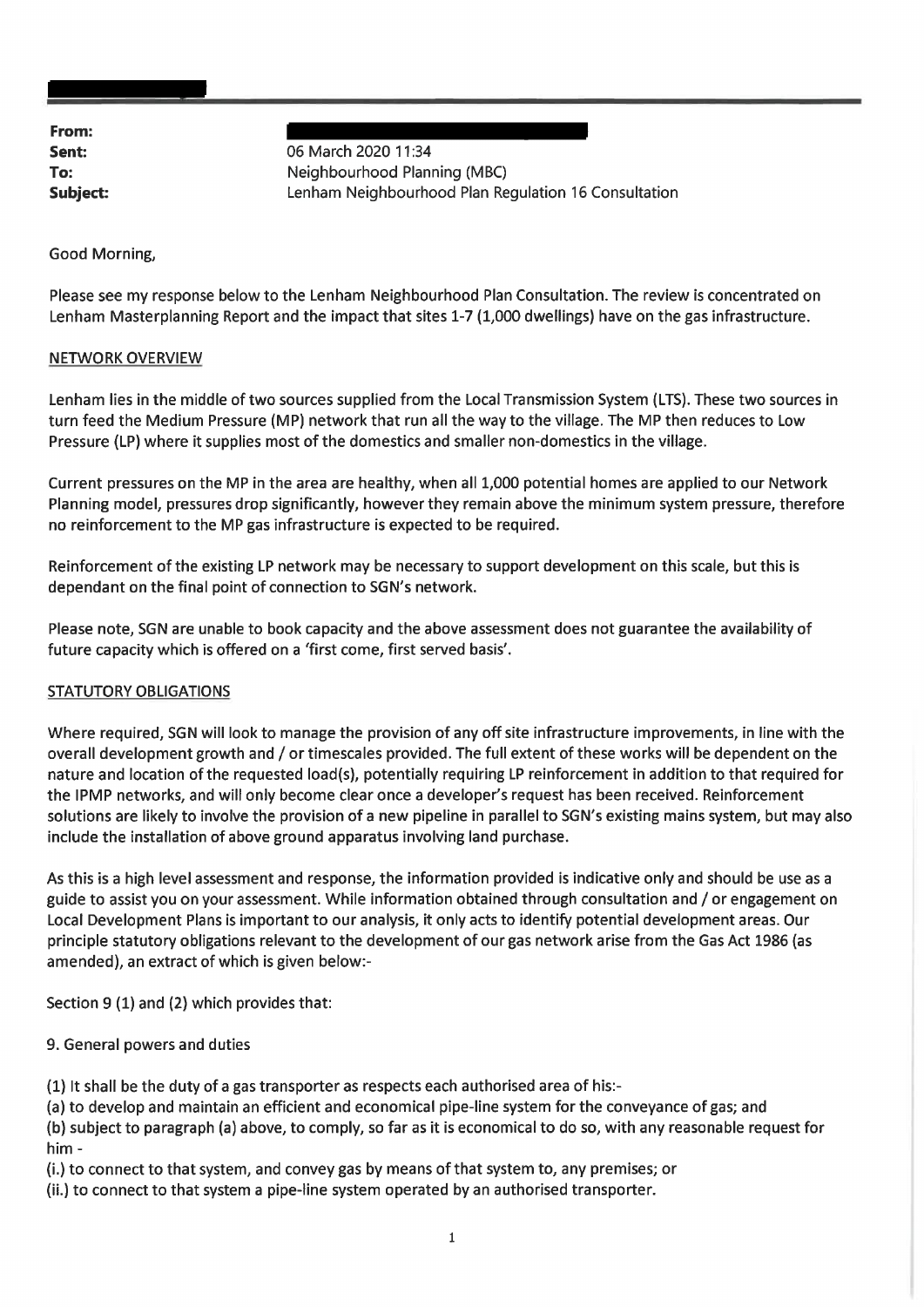**From:**
**Sent:** 06 March 2020 11:34
**To:** Neighbourhood Planning (MBC)
**Subject:** Lenham Neighbourhood Plan Regulation 16 Consultation

Good Morning,

Please see my response below to the Lenham Neighbourhood Plan Consultation. The review is concentrated on Lenham Masterplanning Report and the impact that sites 1-7 (1,000 dwellings) have on the gas infrastructure.

NETWORK OVERVIEW

Lenham lies in the middle of two sources supplied from the Local Transmission System (LTS). These two sources in turn feed the Medium Pressure (MP) network that run all the way to the village. The MP then reduces to Low Pressure (LP) where it supplies most of the domestics and smaller non-domestics in the village.

Current pressures on the MP in the area are healthy, when all 1,000 potential homes are applied to our Network Planning model, pressures drop significantly, however they remain above the minimum system pressure, therefore no reinforcement to the MP gas infrastructure is expected to be required.

Reinforcement of the existing LP network may be necessary to support development on this scale, but this is dependant on the final point of connection to SGN's network.

Please note, SGN are unable to book capacity and the above assessment does not guarantee the availability of future capacity which is offered on a 'first come, first served basis'.

STATUTORY OBLIGATIONS

Where required, SGN will look to manage the provision of any off site infrastructure improvements, in line with the overall development growth and / or timescales provided. The full extent of these works will be dependent on the nature and location of the requested load(s), potentially requiring LP reinforcement in addition to that required for the IPMP networks, and will only become clear once a developer's request has been received. Reinforcement solutions are likely to involve the provision of a new pipeline in parallel to SGN's existing mains system, but may also include the installation of above ground apparatus involving land purchase.

As this is a high level assessment and response, the information provided is indicative only and should be use as a guide to assist you on your assessment. While information obtained through consultation and / or engagement on Local Development Plans is important to our analysis, it only acts to identify potential development areas. Our principle statutory obligations relevant to the development of our gas network arise from the Gas Act 1986 (as amended), an extract of which is given below:-

Section 9 (1) and (2) which provides that:

9. General powers and duties

(1) It shall be the duty of a gas transporter as respects each authorised area of his:-
(a) to develop and maintain an efficient and economical pipe-line system for the conveyance of gas; and
(b) subject to paragraph (a) above, to comply, so far as it is economical to do so, with any reasonable request for him -
(i.) to connect to that system, and convey gas by means of that system to, any premises; or
(ii.) to connect to that system a pipe-line system operated by an authorised transporter.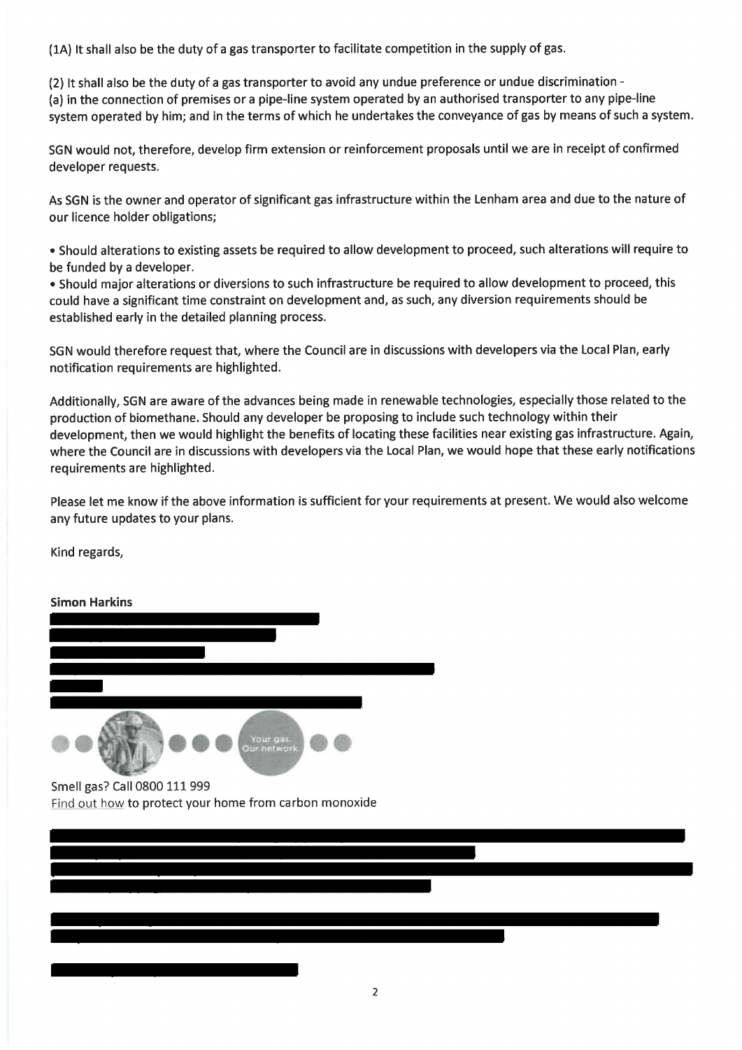(1A) It shall also be the duty of a gas transporter to facilitate competition in the supply of gas.

(2) It shall also be the duty of a gas transporter to avoid any undue preference or undue discrimination -
(a) in the connection of premises or a pipe-line system operated by an authorised transporter to any pipe-line system operated by him; and in the terms of which he undertakes the conveyance of gas by means of such a system.

SGN would not, therefore, develop firm extension or reinforcement proposals until we are in receipt of confirmed developer requests.

As SGN is the owner and operator of significant gas infrastructure within the Lenham area and due to the nature of our licence holder obligations;

- Should alterations to existing assets be required to allow development to proceed, such alterations will require to be funded by a developer.
- Should major alterations or diversions to such infrastructure be required to allow development to proceed, this could have a significant time constraint on development and, as such, any diversion requirements should be established early in the detailed planning process.

SGN would therefore request that, where the Council are in discussions with developers via the Local Plan, early notification requirements are highlighted.

Additionally, SGN are aware of the advances being made in renewable technologies, especially those related to the production of biomethane. Should any developer be proposing to include such technology within their development, then we would highlight the benefits of locating these facilities near existing gas infrastructure. Again, where the Council are in discussions with developers via the Local Plan, we would hope that these early notifications requirements are highlighted.

Please let me know if the above information is sufficient for your requirements at present. We would also welcome any future updates to your plans.

Kind regards,

**Simon Harkins**

Your gas. Our network.

Smell gas? Call 0800 111 999
Find out how to protect your home from carbon monoxide